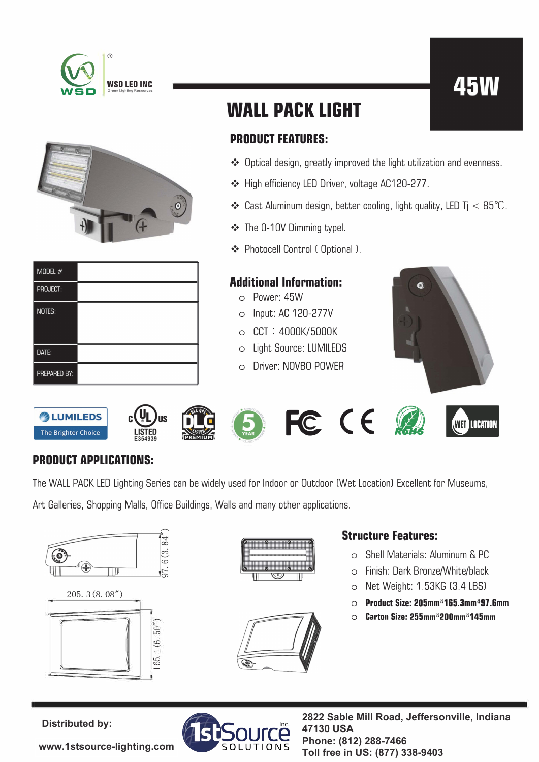WSD LED INC
Green Lighting Resources

# 45W

# WALL PACK LIGHT

## PRODUCT FEATURES:

- Optical design, greatly improved the light utilization and evenness.
- High efficiency LED Driver, voltage AC120-277.
- Cast Aluminum design, better cooling, light quality, LED Tj < 85℃.
- The 0-10V Dimming typel.
- Photocell Control ( Optional ).

| MODEL # | |
|---|---|
| PROJECT: | |
| NOTES: | |
| DATE: | |
| PREPARED BY: | |

## Additional Information:

- Power: 45W
- Input: AC 120-277V
- CCT：4000K/5000K
- Light Source: LUMILEDS
- Driver: NOVBO POWER

LUMILEDS The Brighter Choice | cULus LISTED E354939 | DLC PREMIUM | 5 YEAR | FC | CE | RoHS | WET LOCATION

## PRODUCT APPLICATIONS:

The WALL PACK LED Lighting Series can be widely used for Indoor or Outdoor (Wet Location) Excellent for Museums, Art Galleries, Shopping Malls, Office Buildings, Walls and many other applications.

97.6 (3.84")

205.3 (8.08")

165.1 (6.50")

## Structure Features:

- Shell Materials: Aluminum & PC
- Finish: Dark Bronze/White/black
- Net Weight: 1.53KG (3.4 LBS)
- **Product Size: 205mm*165.3mm*97.6mm**
- **Carton Size: 255mm*200mm*145mm**

**Distributed by:**

**www.1stsource-lighting.com**

1stSource SOLUTIONS Inc.

**2822 Sable Mill Road, Jeffersonville, Indiana 47130 USA**
**Phone: (812) 288-7466**
**Toll free in US: (877) 338-9403**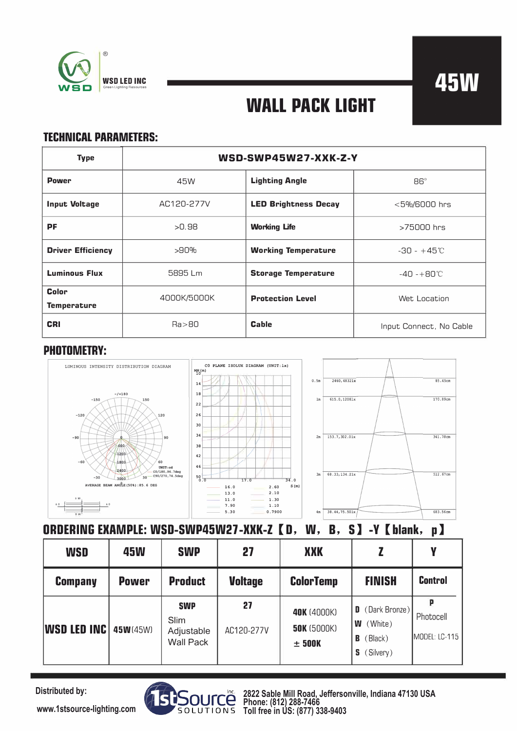WSD LED INC
Green Lighting Resources

# 45W

# WALL PACK LIGHT

## TECHNICAL PARAMETERS:

| Type | WSD-SWP45W27-XXK-Z-Y | | |
|---|---|---|---|
| **Power** | 45W | **Lighting Angle** | 86° |
| **Input Voltage** | AC120-277V | **LED Brightness Decay** | <5%/6000 hrs |
| **PF** | >0.98 | **Working Life** | >75000 hrs |
| **Driver Efficiency** | >90% | **Working Temperature** | -30 - +45℃ |
| **Luminous Flux** | 5895 Lm | **Storage Temperature** | -40 -+80℃ |
| **Color Temperature** | 4000K/5000K | **Protection Level** | Wet Location |
| **CRI** | Ra>80 | **Cable** | Input Connect, No Cable |

## PHOTOMETRY:

LUMINOUS INTENSITY DISTRIBUTION DIAGRAM

-/+180
-150
150
-120
120
-90
90
-60
60
-30
30
0
600
1200
1800
2400
3000
UNIT:cd
C0/180,96.7deg
C90/270,74.5deg
AVERAGE BEAM ANGLE(50%):85.6 DEG

C0 PLANE ISOLUX DIAGRAM (UNIT:lx)
MH(m)
10
14
18
22
26
30
34
38
42
46
50
0.0
17.0
34.0
S(m)
16.0
13.0
11.0
7.90
5.30
2.60
2.10
1.30
1.10
0.7900

0.5m 2460,4832lx 85.45cm
1m 615.0,1208lx 170.89cm
2m 153.7,302.0lx 341.78cm
3m 68.33,134.2lx 512.67cm
4m 38.44,75.50lx 683.56cm

## ORDERING EXAMPLE: WSD-SWP45W27-XXK-Z【D, W, B, S】-Y【blank, p】

| WSD | 45W | SWP | 27 | XXK | Z | Y |
|---|---|---|---|---|---|---|
| **Company** | **Power** | **Product** | **Voltage** | **ColorTemp** | **FINISH** | **Control** |
| **WSD LED INC** | **45W**(45W) | **SWP** Slim Adjustable Wall Pack | **27** AC120-277V | **40K** (4000K) **50K** (5000K) ± **500K** | **D** (Dark Bronze) **W** (White) **B** (Black) **S** (Silvery) | **P** Photocell MODEL: LC-115 |

**Distributed by:**

www.1stsource-lighting.com

1stSource Inc. SOLUTIONS

2822 Sable Mill Road, Jeffersonville, Indiana 47130 USA
Phone: (812) 288-7466
Toll free in US: (877) 338-9403